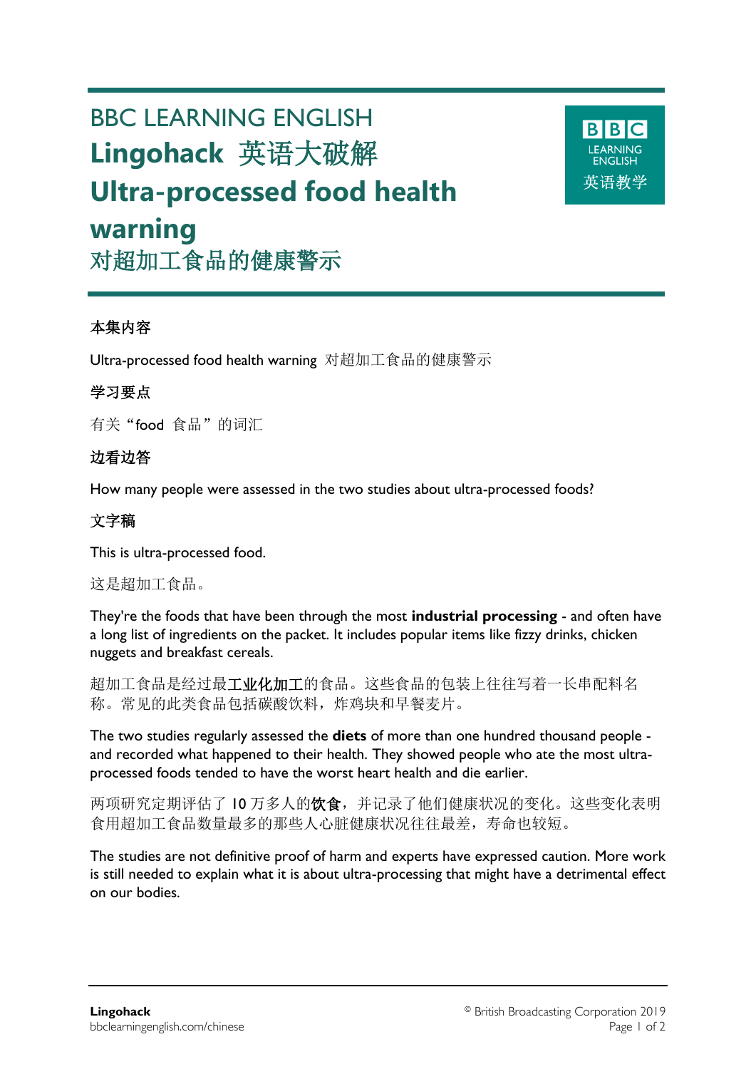# BBC LEARNING ENGLISH **Lingohack** 英语大破解 **Ultra-processed food health warning** 对超加工食品的健康警示



本集内容

Ultra-processed food health warning 对超加工食品的健康警示

## 学习要点

有关"food 食品"的词汇

## 边看边答

How many people were assessed in the two studies about ultra-processed foods?

## 文字稿

This is ultra-processed food.

这是超加工食品。

They're the foods that have been through the most **industrial processing** - and often have a long list of ingredients on the packet. It includes popular items like fizzy drinks, chicken nuggets and breakfast cereals.

超加工食品是经过最工业化加工的食品。这些食品的包装上往往写着一长串配料名 称。常见的此类食品包括碳酸饮料,炸鸡块和早餐麦片。

The two studies regularly assessed the **diets** of more than one hundred thousand people and recorded what happened to their health. They showed people who ate the most ultraprocessed foods tended to have the worst heart health and die earlier.

两项研究定期评估了 10 万多人的饮食,并记录了他们健康状况的变化。这些变化表明 食用超加工食品数量最多的那些人心脏健康状况往往最差,寿命也较短。

The studies are not definitive proof of harm and experts have expressed caution. More work is still needed to explain what it is about ultra-processing that might have a detrimental effect on our bodies.